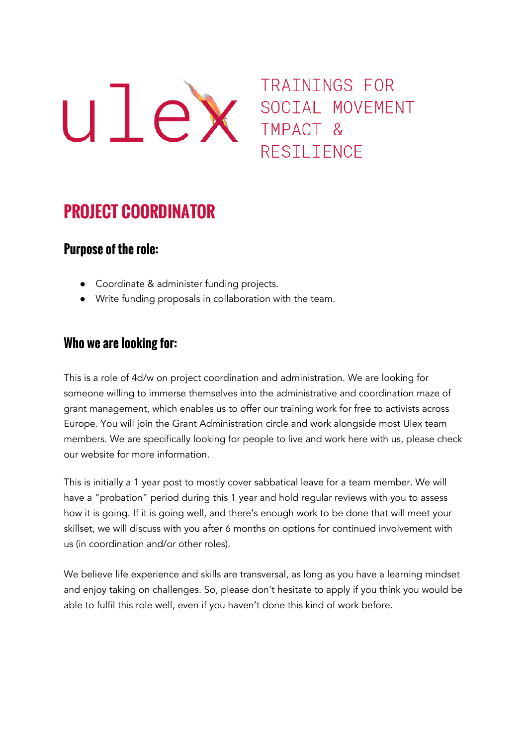ulex

TRAININGS FOR SOCIAL MOVEMENT IMPACT & RESILIENCE

# PROJECT COORDINATOR

## Purpose of the role:

- Coordinate & administer funding projects.
- Write funding proposals in collaboration with the team.

## Who we are looking for:

This is a role of 4d/w on project coordination and administration. We are looking for someone willing to immerse themselves into the administrative and coordination maze of grant management, which enables us to offer our training work for free to activists across Europe. You will join the Grant Administration circle and work alongside most Ulex team members. We are specifically looking for people to live and work here with us, please check our website for more information.

This is initially a 1 year post to mostly cover sabbatical leave for a team member. We will have a "probation" period during this 1 year and hold regular reviews with you to assess how it is going. If it is going well, and there's enough work to be done that will meet your skillset, we will discuss with you after 6 months on options for continued involvement with us (in coordination and/or other roles).

We believe life experience and skills are transversal, as long as you have a learning mindset and enjoy taking on challenges. So, please don't hesitate to apply if you think you would be able to fulfil this role well, even if you haven't done this kind of work before.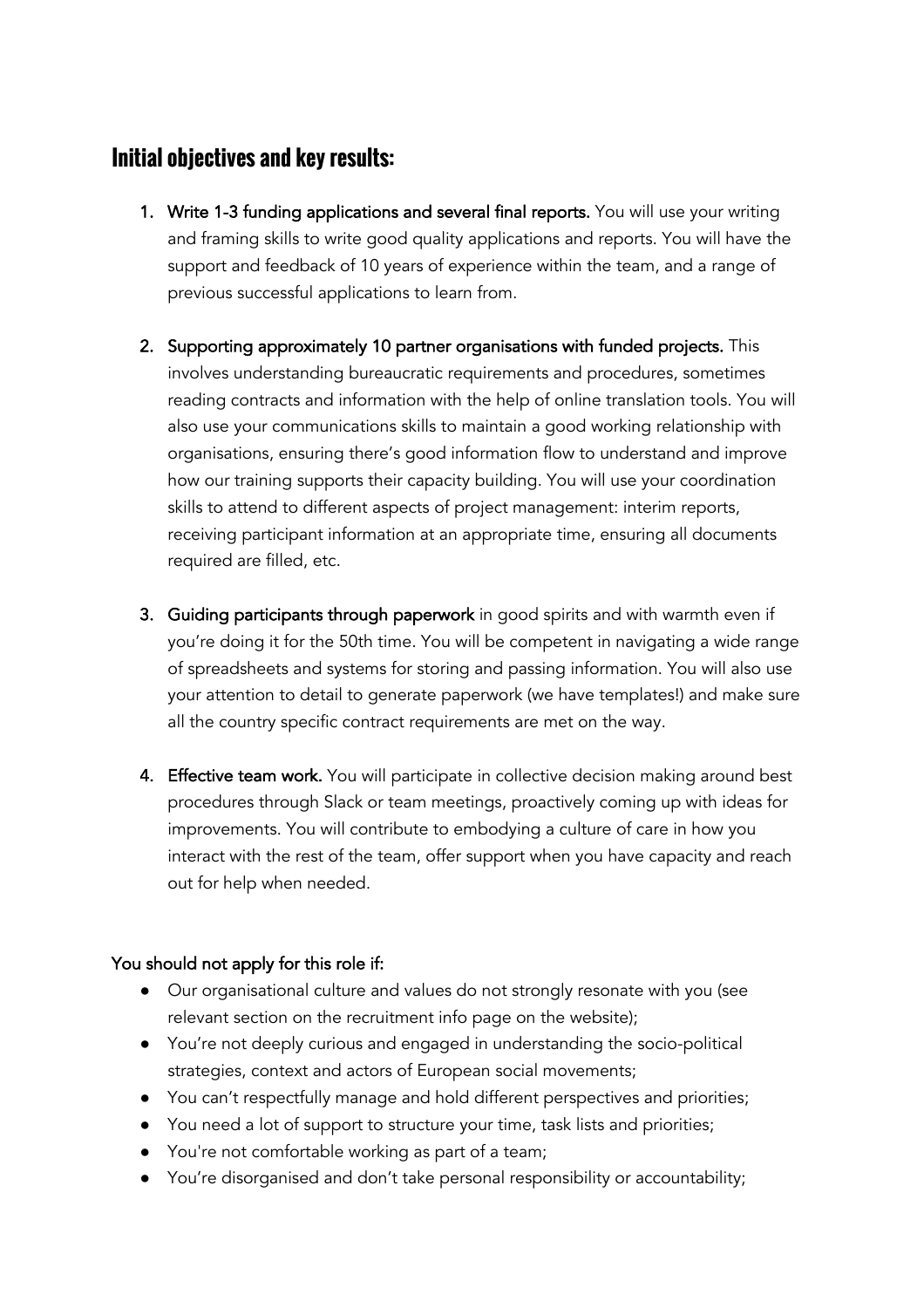## Initial objectives and key results:

1. **Write 1-3 funding applications and several final reports.** You will use your writing and framing skills to write good quality applications and reports. You will have the support and feedback of 10 years of experience within the team, and a range of previous successful applications to learn from.

2. **Supporting approximately 10 partner organisations with funded projects.** This involves understanding bureaucratic requirements and procedures, sometimes reading contracts and information with the help of online translation tools. You will also use your communications skills to maintain a good working relationship with organisations, ensuring there's good information flow to understand and improve how our training supports their capacity building. You will use your coordination skills to attend to different aspects of project management: interim reports, receiving participant information at an appropriate time, ensuring all documents required are filled, etc.

3. **Guiding participants through paperwork** in good spirits and with warmth even if you're doing it for the 50th time. You will be competent in navigating a wide range of spreadsheets and systems for storing and passing information. You will also use your attention to detail to generate paperwork (we have templates!) and make sure all the country specific contract requirements are met on the way.

4. **Effective team work.** You will participate in collective decision making around best procedures through Slack or team meetings, proactively coming up with ideas for improvements. You will contribute to embodying a culture of care in how you interact with the rest of the team, offer support when you have capacity and reach out for help when needed.

**You should not apply for this role if:**

- Our organisational culture and values do not strongly resonate with you (see relevant section on the recruitment info page on the website);
- You're not deeply curious and engaged in understanding the socio-political strategies, context and actors of European social movements;
- You can't respectfully manage and hold different perspectives and priorities;
- You need a lot of support to structure your time, task lists and priorities;
- You're not comfortable working as part of a team;
- You're disorganised and don't take personal responsibility or accountability;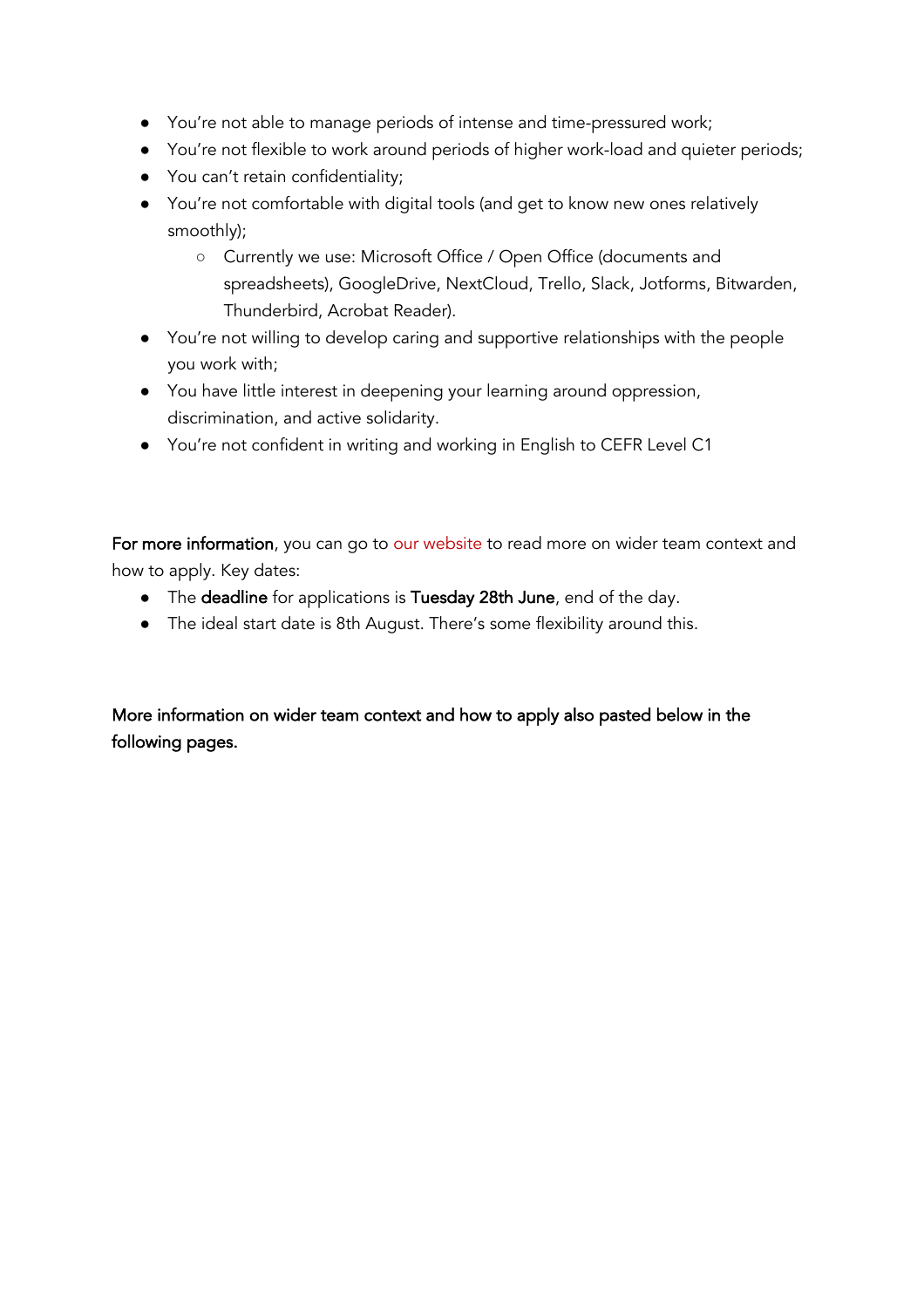- You're not able to manage periods of intense and time-pressured work;
- You're not flexible to work around periods of higher work-load and quieter periods;
- You can't retain confidentiality;
- You're not comfortable with digital tools (and get to know new ones relatively smoothly);
    - Currently we use: Microsoft Office / Open Office (documents and spreadsheets), GoogleDrive, NextCloud, Trello, Slack, Jotforms, Bitwarden, Thunderbird, Acrobat Reader).
- You're not willing to develop caring and supportive relationships with the people you work with;
- You have little interest in deepening your learning around oppression, discrimination, and active solidarity.
- You're not confident in writing and working in English to CEFR Level C1

**For more information**, you can go to our website to read more on wider team context and how to apply. Key dates:

- The **deadline** for applications is **Tuesday 28th June**, end of the day.
- The ideal start date is 8th August. There's some flexibility around this.

**More information on wider team context and how to apply also pasted below in the following pages.**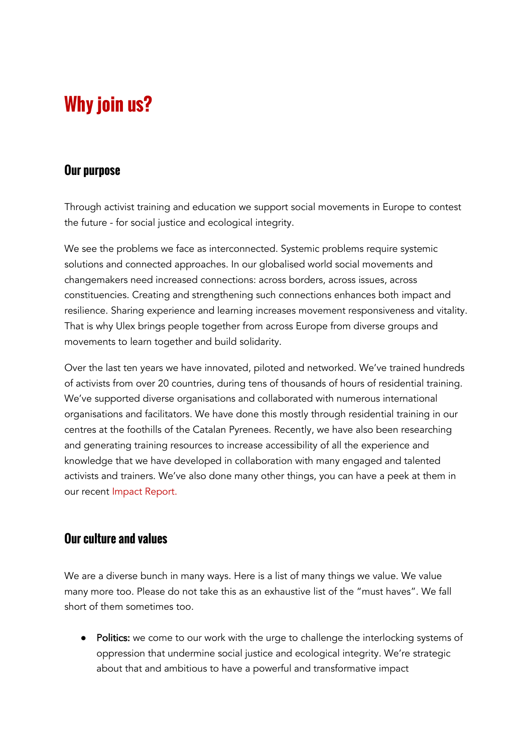# Why join us?

## Our purpose

Through activist training and education we support social movements in Europe to contest the future - for social justice and ecological integrity.

We see the problems we face as interconnected. Systemic problems require systemic solutions and connected approaches. In our globalised world social movements and changemakers need increased connections: across borders, across issues, across constituencies. Creating and strengthening such connections enhances both impact and resilience. Sharing experience and learning increases movement responsiveness and vitality. That is why Ulex brings people together from across Europe from diverse groups and movements to learn together and build solidarity.

Over the last ten years we have innovated, piloted and networked. We've trained hundreds of activists from over 20 countries, during tens of thousands of hours of residential training. We've supported diverse organisations and collaborated with numerous international organisations and facilitators. We have done this mostly through residential training in our centres at the foothills of the Catalan Pyrenees. Recently, we have also been researching and generating training resources to increase accessibility of all the experience and knowledge that we have developed in collaboration with many engaged and talented activists and trainers. We've also done many other things, you can have a peek at them in our recent Impact Report.

## Our culture and values

We are a diverse bunch in many ways. Here is a list of many things we value. We value many more too. Please do not take this as an exhaustive list of the "must haves". We fall short of them sometimes too.

- **Politics:** we come to our work with the urge to challenge the interlocking systems of oppression that undermine social justice and ecological integrity. We're strategic about that and ambitious to have a powerful and transformative impact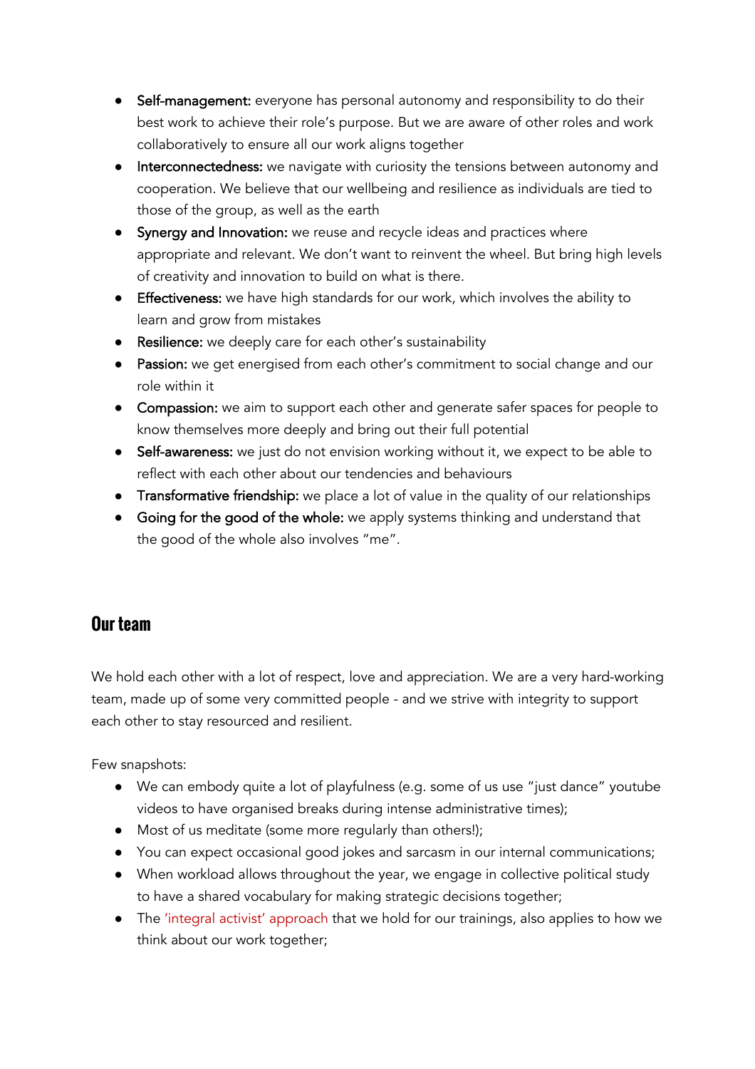- **Self-management:** everyone has personal autonomy and responsibility to do their best work to achieve their role's purpose. But we are aware of other roles and work collaboratively to ensure all our work aligns together
- **Interconnectedness:** we navigate with curiosity the tensions between autonomy and cooperation. We believe that our wellbeing and resilience as individuals are tied to those of the group, as well as the earth
- **Synergy and Innovation:** we reuse and recycle ideas and practices where appropriate and relevant. We don't want to reinvent the wheel. But bring high levels of creativity and innovation to build on what is there.
- **Effectiveness:** we have high standards for our work, which involves the ability to learn and grow from mistakes
- **Resilience:** we deeply care for each other's sustainability
- **Passion:** we get energised from each other's commitment to social change and our role within it
- **Compassion:** we aim to support each other and generate safer spaces for people to know themselves more deeply and bring out their full potential
- **Self-awareness:** we just do not envision working without it, we expect to be able to reflect with each other about our tendencies and behaviours
- **Transformative friendship:** we place a lot of value in the quality of our relationships
- **Going for the good of the whole:** we apply systems thinking and understand that the good of the whole also involves "me".

## Our team

We hold each other with a lot of respect, love and appreciation. We are a very hard-working team, made up of some very committed people - and we strive with integrity to support each other to stay resourced and resilient.

Few snapshots:

- We can embody quite a lot of playfulness (e.g. some of us use "just dance" youtube videos to have organised breaks during intense administrative times);
- Most of us meditate (some more regularly than others!);
- You can expect occasional good jokes and sarcasm in our internal communications;
- When workload allows throughout the year, we engage in collective political study to have a shared vocabulary for making strategic decisions together;
- The 'integral activist' approach that we hold for our trainings, also applies to how we think about our work together;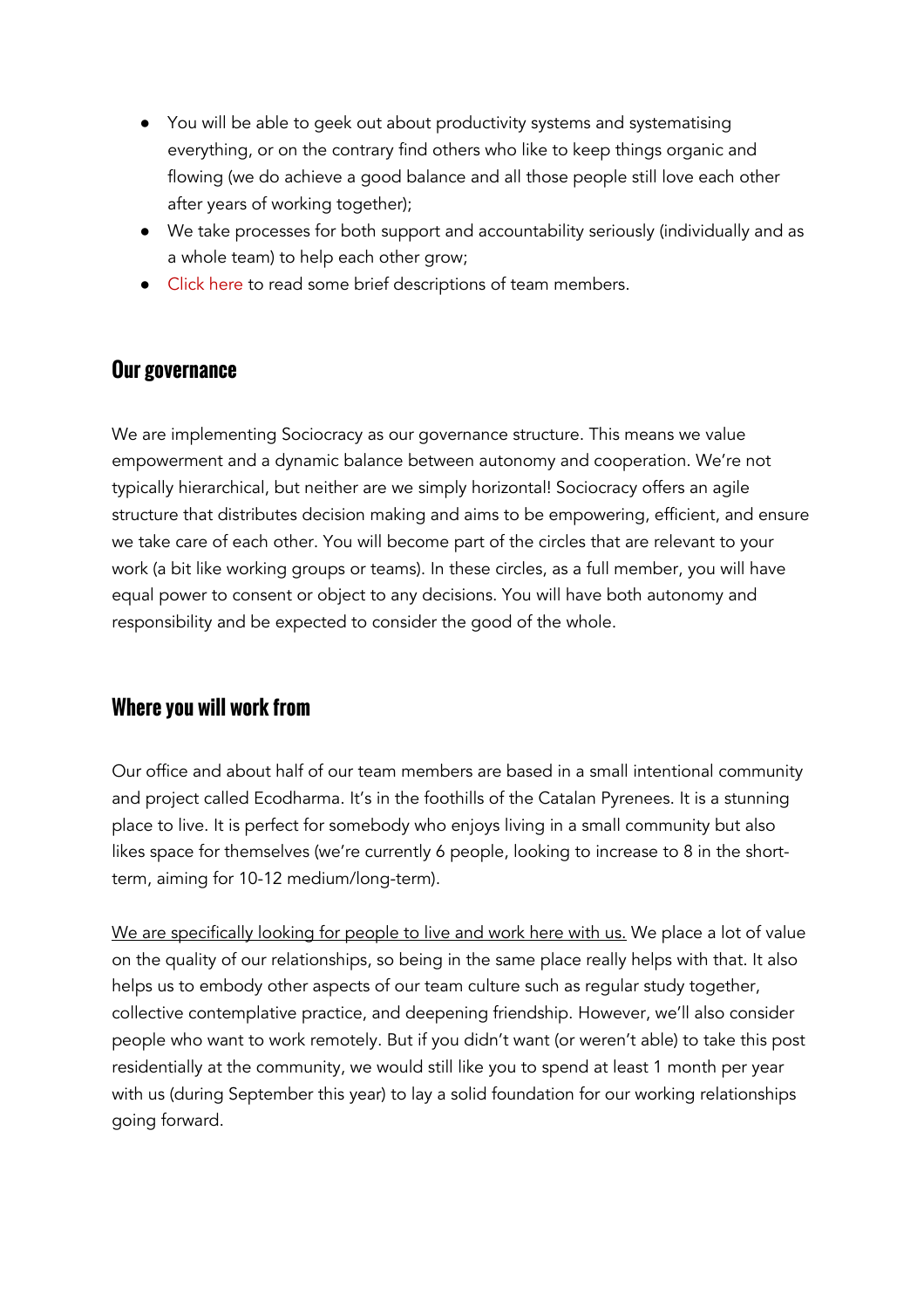- You will be able to geek out about productivity systems and systematising everything, or on the contrary find others who like to keep things organic and flowing (we do achieve a good balance and all those people still love each other after years of working together);
- We take processes for both support and accountability seriously (individually and as a whole team) to help each other grow;
- Click here to read some brief descriptions of team members.

## Our governance

We are implementing Sociocracy as our governance structure. This means we value empowerment and a dynamic balance between autonomy and cooperation. We're not typically hierarchical, but neither are we simply horizontal! Sociocracy offers an agile structure that distributes decision making and aims to be empowering, efficient, and ensure we take care of each other. You will become part of the circles that are relevant to your work (a bit like working groups or teams). In these circles, as a full member, you will have equal power to consent or object to any decisions. You will have both autonomy and responsibility and be expected to consider the good of the whole.

## Where you will work from

Our office and about half of our team members are based in a small intentional community and project called Ecodharma. It's in the foothills of the Catalan Pyrenees. It is a stunning place to live. It is perfect for somebody who enjoys living in a small community but also likes space for themselves (we're currently 6 people, looking to increase to 8 in the short-term, aiming for 10-12 medium/long-term).

We are specifically looking for people to live and work here with us. We place a lot of value on the quality of our relationships, so being in the same place really helps with that. It also helps us to embody other aspects of our team culture such as regular study together, collective contemplative practice, and deepening friendship. However, we'll also consider people who want to work remotely. But if you didn't want (or weren't able) to take this post residentially at the community, we would still like you to spend at least 1 month per year with us (during September this year) to lay a solid foundation for our working relationships going forward.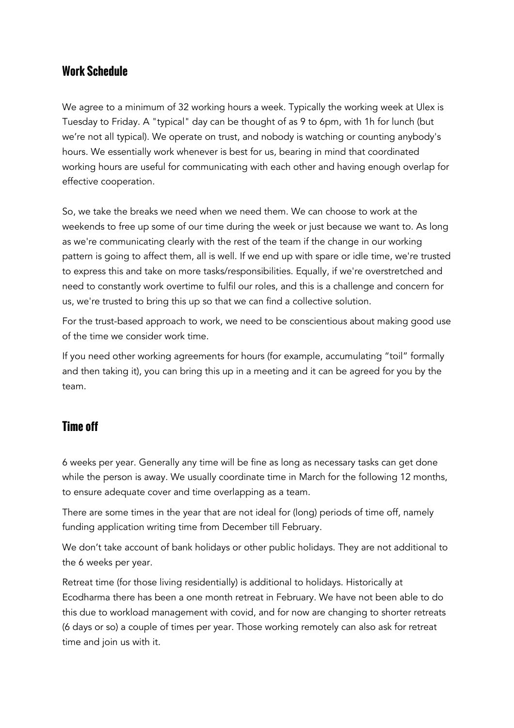## Work Schedule

We agree to a minimum of 32 working hours a week. Typically the working week at Ulex is Tuesday to Friday. A "typical" day can be thought of as 9 to 6pm, with 1h for lunch (but we're not all typical). We operate on trust, and nobody is watching or counting anybody's hours. We essentially work whenever is best for us, bearing in mind that coordinated working hours are useful for communicating with each other and having enough overlap for effective cooperation.

So, we take the breaks we need when we need them. We can choose to work at the weekends to free up some of our time during the week or just because we want to. As long as we're communicating clearly with the rest of the team if the change in our working pattern is going to affect them, all is well. If we end up with spare or idle time, we're trusted to express this and take on more tasks/responsibilities. Equally, if we're overstretched and need to constantly work overtime to fulfil our roles, and this is a challenge and concern for us, we're trusted to bring this up so that we can find a collective solution.

For the trust-based approach to work, we need to be conscientious about making good use of the time we consider work time.

If you need other working agreements for hours (for example, accumulating "toil" formally and then taking it), you can bring this up in a meeting and it can be agreed for you by the team.

## Time off

6 weeks per year. Generally any time will be fine as long as necessary tasks can get done while the person is away. We usually coordinate time in March for the following 12 months, to ensure adequate cover and time overlapping as a team.

There are some times in the year that are not ideal for (long) periods of time off, namely funding application writing time from December till February.

We don't take account of bank holidays or other public holidays. They are not additional to the 6 weeks per year.

Retreat time (for those living residentially) is additional to holidays. Historically at Ecodharma there has been a one month retreat in February. We have not been able to do this due to workload management with covid, and for now are changing to shorter retreats (6 days or so) a couple of times per year. Those working remotely can also ask for retreat time and join us with it.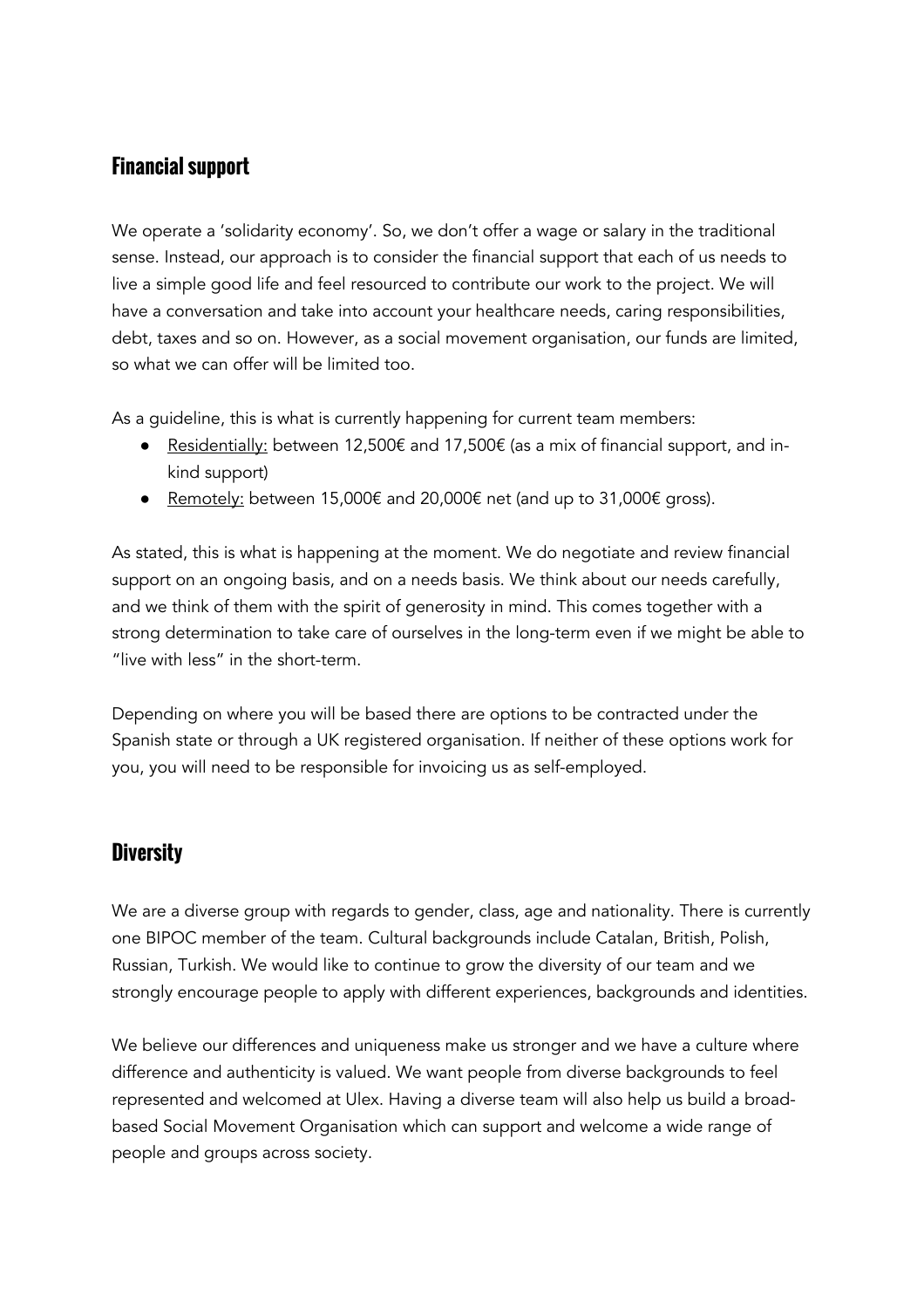## Financial support

We operate a 'solidarity economy'. So, we don't offer a wage or salary in the traditional sense. Instead, our approach is to consider the financial support that each of us needs to live a simple good life and feel resourced to contribute our work to the project. We will have a conversation and take into account your healthcare needs, caring responsibilities, debt, taxes and so on. However, as a social movement organisation, our funds are limited, so what we can offer will be limited too.

As a guideline, this is what is currently happening for current team members:

- Residentially: between 12,500€ and 17,500€ (as a mix of financial support, and in-kind support)
- Remotely: between 15,000€ and 20,000€ net (and up to 31,000€ gross).

As stated, this is what is happening at the moment. We do negotiate and review financial support on an ongoing basis, and on a needs basis. We think about our needs carefully, and we think of them with the spirit of generosity in mind. This comes together with a strong determination to take care of ourselves in the long-term even if we might be able to "live with less" in the short-term.

Depending on where you will be based there are options to be contracted under the Spanish state or through a UK registered organisation. If neither of these options work for you, you will need to be responsible for invoicing us as self-employed.

## Diversity

We are a diverse group with regards to gender, class, age and nationality. There is currently one BIPOC member of the team. Cultural backgrounds include Catalan, British, Polish, Russian, Turkish. We would like to continue to grow the diversity of our team and we strongly encourage people to apply with different experiences, backgrounds and identities.

We believe our differences and uniqueness make us stronger and we have a culture where difference and authenticity is valued. We want people from diverse backgrounds to feel represented and welcomed at Ulex. Having a diverse team will also help us build a broad-based Social Movement Organisation which can support and welcome a wide range of people and groups across society.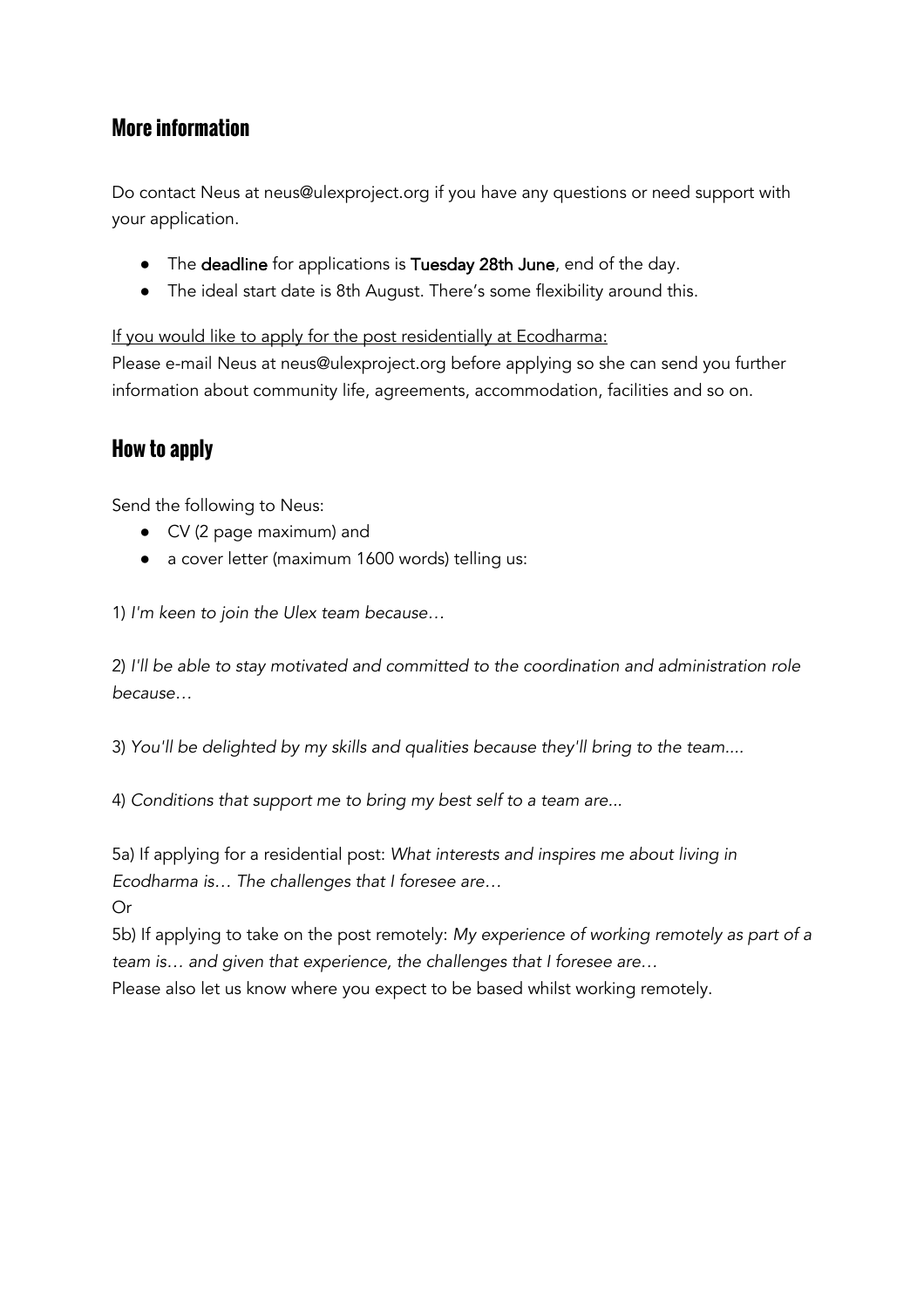## More information

Do contact Neus at neus@ulexproject.org if you have any questions or need support with your application.

- The **deadline** for applications is **Tuesday 28th June**, end of the day.
- The ideal start date is 8th August. There's some flexibility around this.

<u>If you would like to apply for the post residentially at Ecodharma:</u>
Please e-mail Neus at neus@ulexproject.org before applying so she can send you further information about community life, agreements, accommodation, facilities and so on.

## How to apply

Send the following to Neus:

- CV (2 page maximum) and
- a cover letter (maximum 1600 words) telling us:

1) *I'm keen to join the Ulex team because…*

2) *I'll be able to stay motivated and committed to the coordination and administration role because…*

3) *You'll be delighted by my skills and qualities because they'll bring to the team....*

4) *Conditions that support me to bring my best self to a team are...*

5a) If applying for a residential post: *What interests and inspires me about living in Ecodharma is… The challenges that I foresee are…*

Or

5b) If applying to take on the post remotely: *My experience of working remotely as part of a team is… and given that experience, the challenges that I foresee are…*

Please also let us know where you expect to be based whilst working remotely.